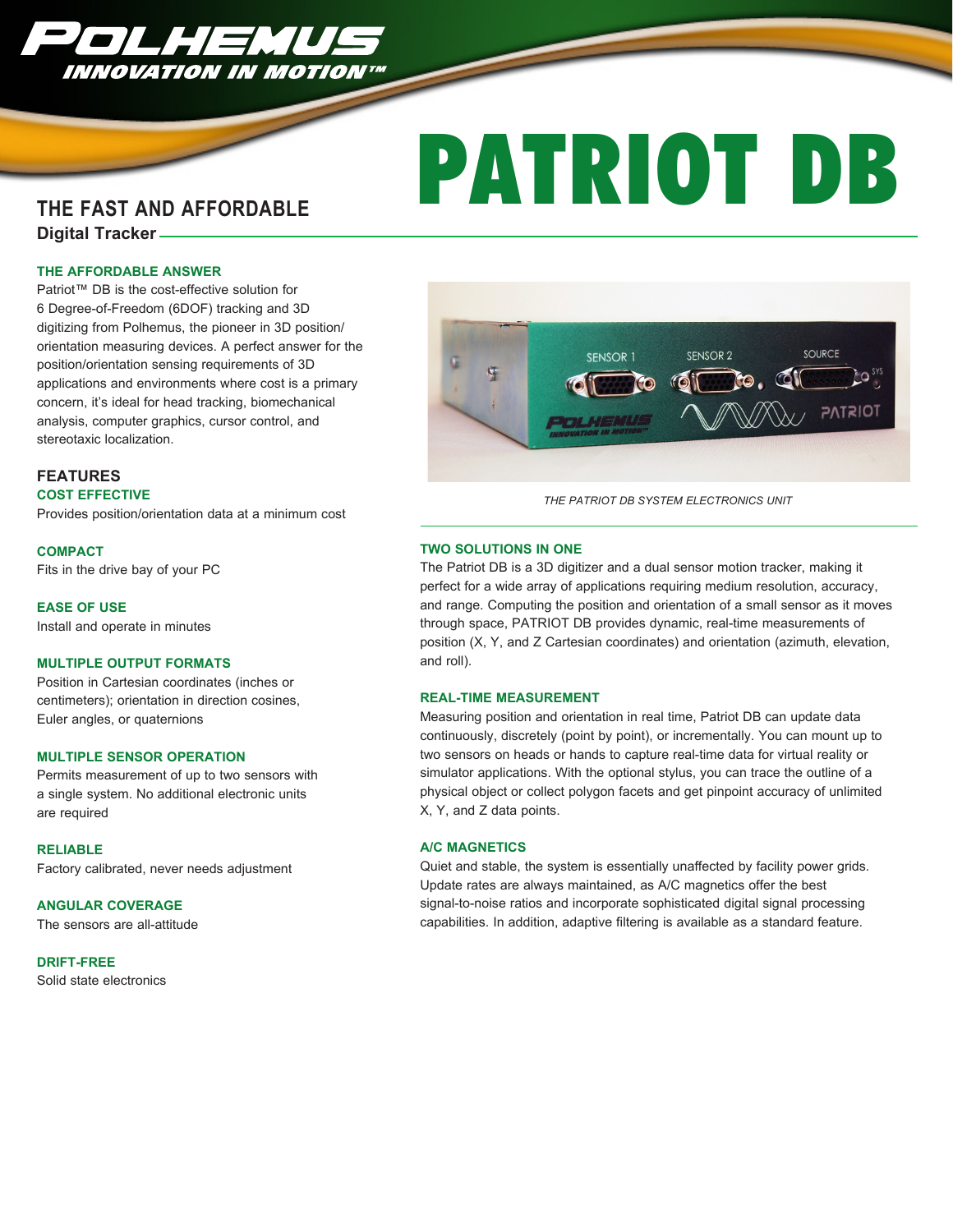# PATRIOT DB

## THE FAST AND AFFORDABLE

**Digital Tracker**

### THE AFFORDABLE ANSWER

Patriot™ DB is the cost-effective solution for 6 Degree-of-Freedom (6DOF) tracking and 3D digitizing from Polhemus, the pioneer in 3D position/orientation measuring devices. A perfect answer for the position/orientation sensing requirements of 3D applications and environments where cost is a primary concern, it's ideal for head tracking, biomechanical analysis, computer graphics, cursor control, and stereotaxic localization.

## FEATURES

### COST EFFECTIVE

Provides position/orientation data at a minimum cost

### COMPACT

Fits in the drive bay of your PC

### EASE OF USE

Install and operate in minutes

### MULTIPLE OUTPUT FORMATS

Position in Cartesian coordinates (inches or centimeters); orientation in direction cosines, Euler angles, or quaternions

### MULTIPLE SENSOR OPERATION

Permits measurement of up to two sensors with a single system. No additional electronic units are required

### RELIABLE

Factory calibrated, never needs adjustment

### ANGULAR COVERAGE

The sensors are all-attitude

### DRIFT-FREE

Solid state electronics

*THE PATRIOT DB SYSTEM ELECTRONICS UNIT*

### TWO SOLUTIONS IN ONE

The Patriot DB is a 3D digitizer and a dual sensor motion tracker, making it perfect for a wide array of applications requiring medium resolution, accuracy, and range. Computing the position and orientation of a small sensor as it moves through space, PATRIOT DB provides dynamic, real-time measurements of position (X, Y, and Z Cartesian coordinates) and orientation (azimuth, elevation, and roll).

### REAL-TIME MEASUREMENT

Measuring position and orientation in real time, Patriot DB can update data continuously, discretely (point by point), or incrementally. You can mount up to two sensors on heads or hands to capture real-time data for virtual reality or simulator applications. With the optional stylus, you can trace the outline of a physical object or collect polygon facets and get pinpoint accuracy of unlimited X, Y, and Z data points.

### A/C MAGNETICS

Quiet and stable, the system is essentially unaffected by facility power grids. Update rates are always maintained, as A/C magnetics offer the best signal-to-noise ratios and incorporate sophisticated digital signal processing capabilities. In addition, adaptive filtering is available as a standard feature.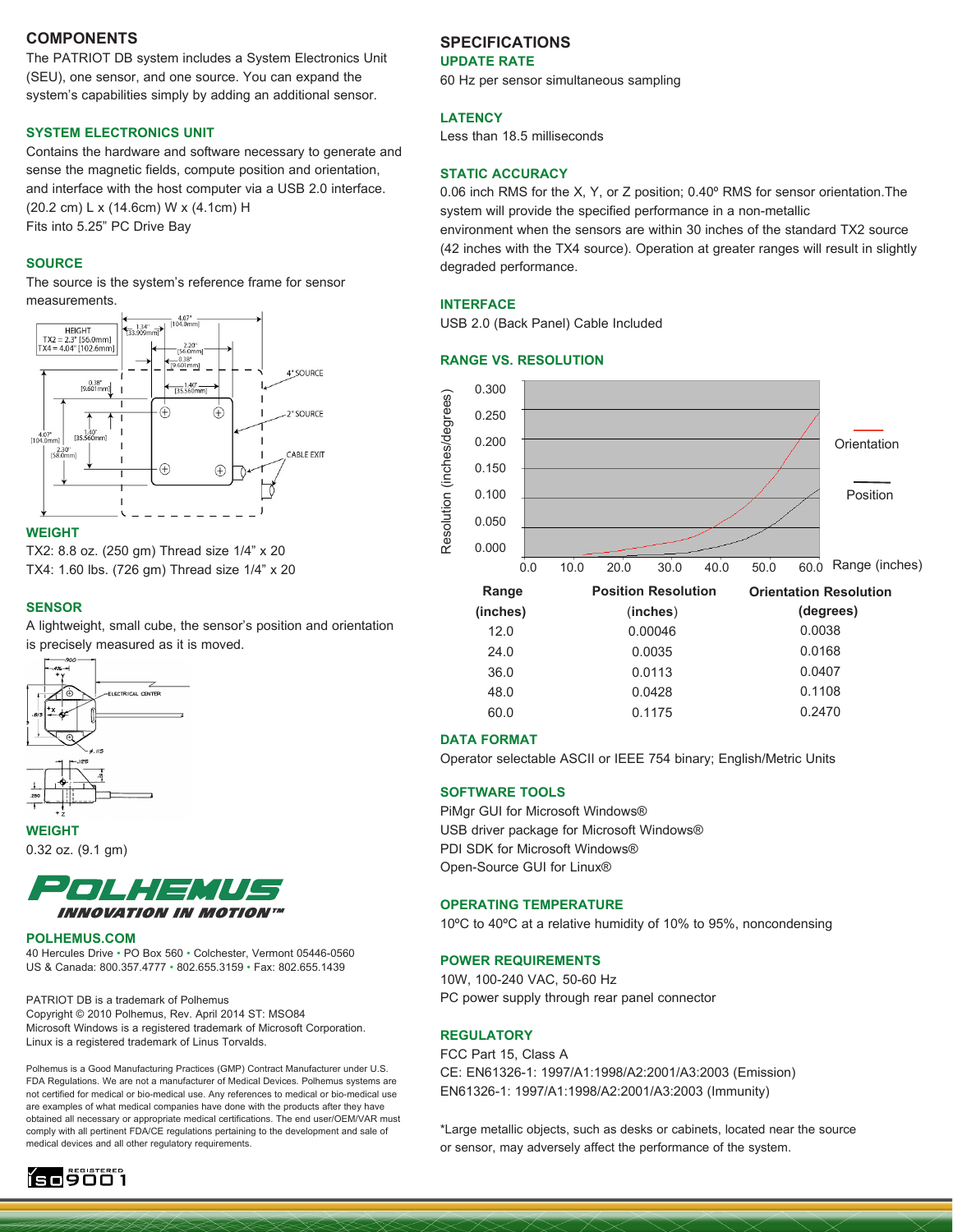## COMPONENTS

The PATRIOT DB system includes a System Electronics Unit (SEU), one sensor, and one source. You can expand the system's capabilities simply by adding an additional sensor.

### SYSTEM ELECTRONICS UNIT

Contains the hardware and software necessary to generate and sense the magnetic fields, compute position and orientation, and interface with the host computer via a USB 2.0 interface.
(20.2 cm) L x (14.6cm) W x (4.1cm) H
Fits into 5.25" PC Drive Bay

### SOURCE

The source is the system's reference frame for sensor measurements.

HEIGHT
TX2 = 2.3" [56.0mm]
TX4 = 4.04" [102.6mm]
1.34" [33.909mm]
4.07" [104.0mm]
2.20" [56.0mm]
0.38" [9.601mm]
1.40" [35.560mm]
4" SOURCE
2" SOURCE
CABLE EXIT
0.38" [9.601mm]
4.07" [104.0mm]
1.40" [35.560mm]
2.30" [58.0mm]

### WEIGHT

TX2: 8.8 oz. (250 gm) Thread size 1/4" x 20
TX4: 1.60 lbs. (726 gm) Thread size 1/4" x 20

### SENSOR

A lightweight, small cube, the sensor's position and orientation is precisely measured as it is moved.

.900
.475
+Y
ELECTRICAL CENTER
+X
.813
.125
.250
+Z

### WEIGHT

0.32 oz. (9.1 gm)

POLHEMUS
INNOVATION IN MOTION™

**POLHEMUS.COM**
40 Hercules Drive • PO Box 560 • Colchester, Vermont 05446-0560
US & Canada: 800.357.4777 • 802.655.3159 • Fax: 802.655.1439

PATRIOT DB is a trademark of Polhemus
Copyright © 2010 Polhemus, Rev. April 2014 ST: MSO84
Microsoft Windows is a registered trademark of Microsoft Corporation.
Linux is a registered trademark of Linus Torvalds.

Polhemus is a Good Manufacturing Practices (GMP) Contract Manufacturer under U.S. FDA Regulations. We are not a manufacturer of Medical Devices. Polhemus systems are not certified for medical or bio-medical use. Any references to medical or bio-medical use are examples of what medical companies have done with the products after they have obtained all necessary or appropriate medical certifications. The end user/OEM/VAR must comply with all pertinent FDA/CE regulations pertaining to the development and sale of medical devices and all other regulatory requirements.

REGISTERED ISO 9001

## SPECIFICATIONS

### UPDATE RATE

60 Hz per sensor simultaneous sampling

### LATENCY

Less than 18.5 milliseconds

### STATIC ACCURACY

0.06 inch RMS for the X, Y, or Z position; 0.40º RMS for sensor orientation.The system will provide the specified performance in a non-metallic environment when the sensors are within 30 inches of the standard TX2 source (42 inches with the TX4 source). Operation at greater ranges will result in slightly degraded performance.

### INTERFACE

USB 2.0 (Back Panel) Cable Included

### RANGE VS. RESOLUTION

Resolution (inches/degrees)
0.300
0.250
0.200
0.150
0.100
0.050
0.000
0.0 10.0 20.0 30.0 40.0 50.0 60.0
Range (inches)
Orientation
Position

| Range (inches) | Position Resolution (inches) | Orientation Resolution (degrees) |
|---|---|---|
| 12.0 | 0.00046 | 0.0038 |
| 24.0 | 0.0035 | 0.0168 |
| 36.0 | 0.0113 | 0.0407 |
| 48.0 | 0.0428 | 0.1108 |
| 60.0 | 0.1175 | 0.2470 |

### DATA FORMAT

Operator selectable ASCII or IEEE 754 binary; English/Metric Units

### SOFTWARE TOOLS

PiMgr GUI for Microsoft Windows®
USB driver package for Microsoft Windows®
PDI SDK for Microsoft Windows®
Open-Source GUI for Linux®

### OPERATING TEMPERATURE

10ºC to 40ºC at a relative humidity of 10% to 95%, noncondensing

### POWER REQUIREMENTS

10W, 100-240 VAC, 50-60 Hz
PC power supply through rear panel connector

### REGULATORY

FCC Part 15, Class A
CE: EN61326-1: 1997/A1:1998/A2:2001/A3:2003 (Emission)
EN61326-1: 1997/A1:1998/A2:2001/A3:2003 (Immunity)

*Large metallic objects, such as desks or cabinets, located near the source or sensor, may adversely affect the performance of the system.